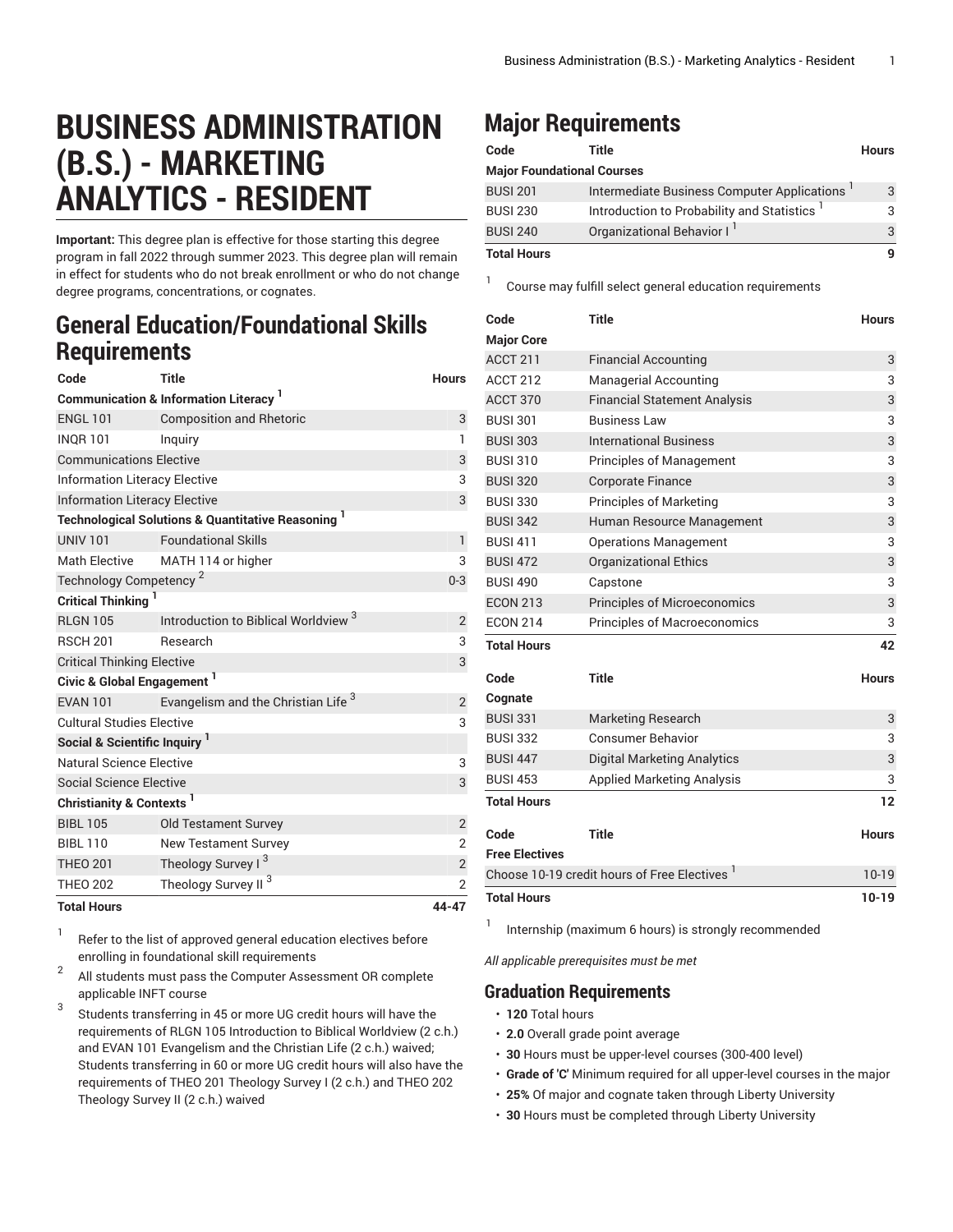# BUSINESS ADMINISTRATION (B.S.) - MARKETING ANALYTICS - RESIDENT

**Important:** This degree plan is effective for those starting this degree program in fall 2022 through summer 2023. This degree plan will remain in effect for students who do not break enrollment or who do not change degree programs, concentrations, or cognates.

## General Education/Foundational Skills Requirements

| Code | Title | Hours |
|---|---|---|
| **Communication & Information Literacy** [1] | | |
| ENGL 101 | Composition and Rhetoric | 3 |
| INQR 101 | Inquiry | 1 |
| Communications Elective | | 3 |
| Information Literacy Elective | | 3 |
| Information Literacy Elective | | 3 |
| **Technological Solutions & Quantitative Reasoning** [1] | | |
| UNIV 101 | Foundational Skills | 1 |
| Math Elective | MATH 114 or higher | 3 |
| Technology Competency [2] | | 0-3 |
| **Critical Thinking** [1] | | |
| RLGN 105 | Introduction to Biblical Worldview [3] | 2 |
| RSCH 201 | Research | 3 |
| Critical Thinking Elective | | 3 |
| **Civic & Global Engagement** [1] | | |
| EVAN 101 | Evangelism and the Christian Life [3] | 2 |
| Cultural Studies Elective | | 3 |
| **Social & Scientific Inquiry** [1] | | |
| Natural Science Elective | | 3 |
| Social Science Elective | | 3 |
| **Christianity & Contexts** [1] | | |
| BIBL 105 | Old Testament Survey | 2 |
| BIBL 110 | New Testament Survey | 2 |
| THEO 201 | Theology Survey I [3] | 2 |
| THEO 202 | Theology Survey II [3] | 2 |
| **Total Hours** | | **44-47** |

1. Refer to the list of approved general education electives before enrolling in foundational skill requirements
2. All students must pass the Computer Assessment OR complete applicable INFT course
3. Students transferring in 45 or more UG credit hours will have the requirements of RLGN 105 Introduction to Biblical Worldview (2 c.h.) and EVAN 101 Evangelism and the Christian Life (2 c.h.) waived; Students transferring in 60 or more UG credit hours will also have the requirements of THEO 201 Theology Survey I (2 c.h.) and THEO 202 Theology Survey II (2 c.h.) waived

## Major Requirements

| Code | Title | Hours |
|---|---|---|
| **Major Foundational Courses** | | |
| BUSI 201 | Intermediate Business Computer Applications [1] | 3 |
| BUSI 230 | Introduction to Probability and Statistics [1] | 3 |
| BUSI 240 | Organizational Behavior I [1] | 3 |
| **Total Hours** | | **9** |

1. Course may fulfill select general education requirements

| Code | Title | Hours |
|---|---|---|
| **Major Core** | | |
| ACCT 211 | Financial Accounting | 3 |
| ACCT 212 | Managerial Accounting | 3 |
| ACCT 370 | Financial Statement Analysis | 3 |
| BUSI 301 | Business Law | 3 |
| BUSI 303 | International Business | 3 |
| BUSI 310 | Principles of Management | 3 |
| BUSI 320 | Corporate Finance | 3 |
| BUSI 330 | Principles of Marketing | 3 |
| BUSI 342 | Human Resource Management | 3 |
| BUSI 411 | Operations Management | 3 |
| BUSI 472 | Organizational Ethics | 3 |
| BUSI 490 | Capstone | 3 |
| ECON 213 | Principles of Microeconomics | 3 |
| ECON 214 | Principles of Macroeconomics | 3 |
| **Total Hours** | | **42** |

| Code | Title | Hours |
|---|---|---|
| **Cognate** | | |
| BUSI 331 | Marketing Research | 3 |
| BUSI 332 | Consumer Behavior | 3 |
| BUSI 447 | Digital Marketing Analytics | 3 |
| BUSI 453 | Applied Marketing Analysis | 3 |
| **Total Hours** | | **12** |

| Code | Title | Hours |
|---|---|---|
| **Free Electives** | | |
| Choose 10-19 credit hours of Free Electives [1] | | 10-19 |
| **Total Hours** | | **10-19** |

1. Internship (maximum 6 hours) is strongly recommended

*All applicable prerequisites must be met*

### Graduation Requirements

- **120** Total hours
- **2.0** Overall grade point average
- **30** Hours must be upper-level courses (300-400 level)
- **Grade of 'C'** Minimum required for all upper-level courses in the major
- **25%** Of major and cognate taken through Liberty University
- **30** Hours must be completed through Liberty University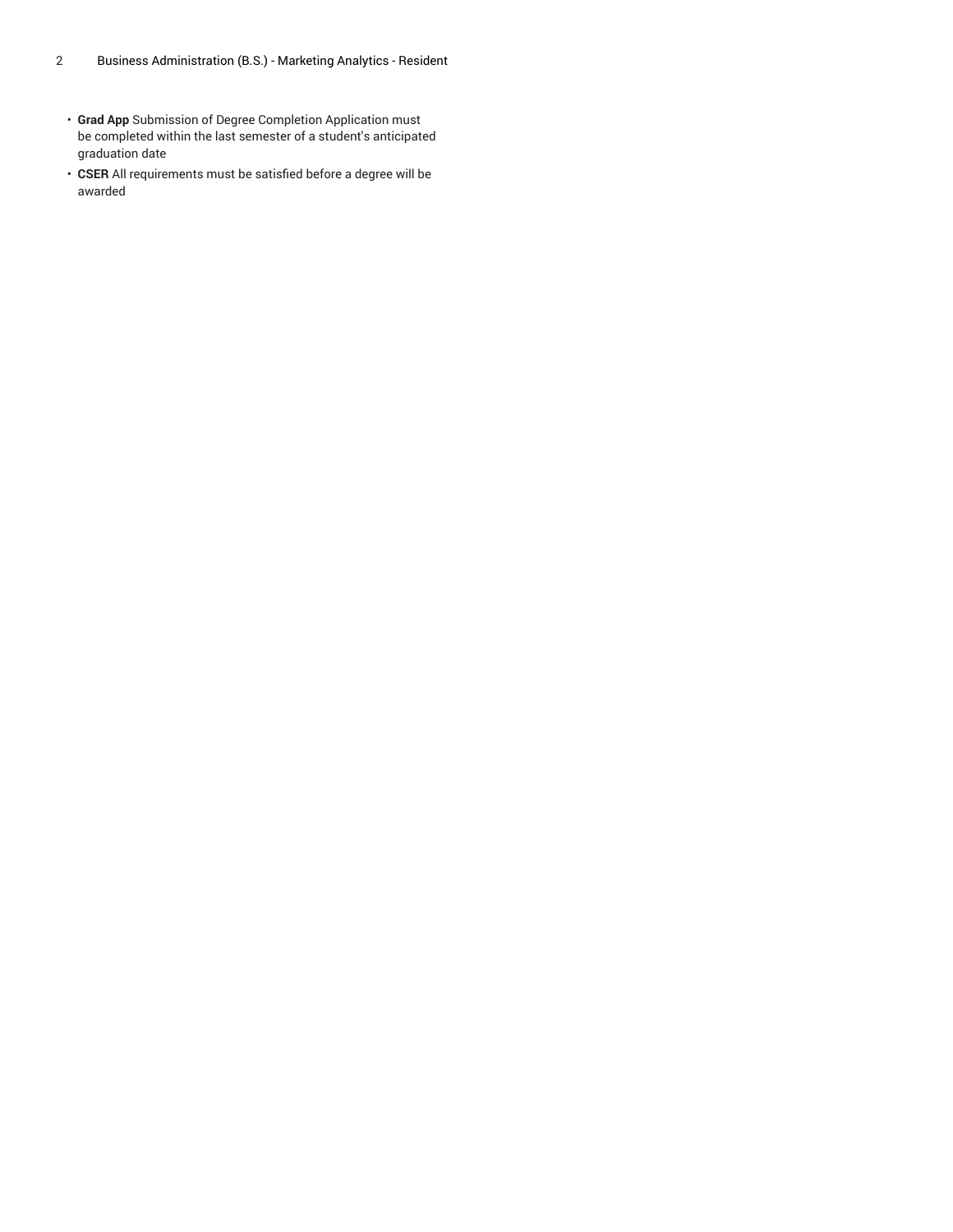- **Grad App** Submission of Degree Completion Application must be completed within the last semester of a student's anticipated graduation date
- **CSER** All requirements must be satisfied before a degree will be awarded